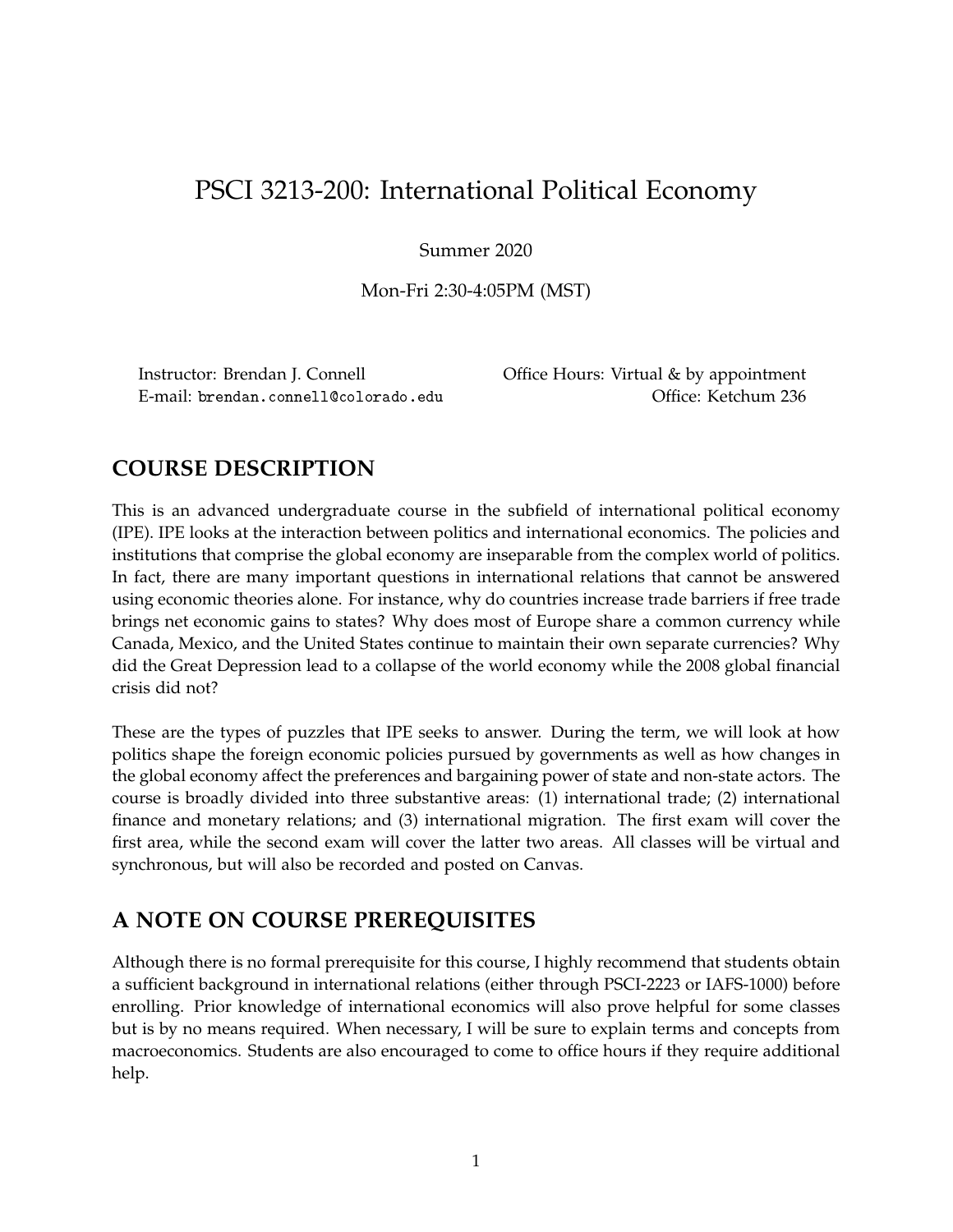# PSCI 3213-200: International Political Economy

Summer 2020

Mon-Fri 2:30-4:05PM (MST)

Instructor: Brendan J. Connell
E-mail: `brendan.connell@colorado.edu`

Office Hours: Virtual & by appointment
Office: Ketchum 236

## COURSE DESCRIPTION

This is an advanced undergraduate course in the subfield of international political economy (IPE). IPE looks at the interaction between politics and international economics. The policies and institutions that comprise the global economy are inseparable from the complex world of politics. In fact, there are many important questions in international relations that cannot be answered using economic theories alone. For instance, why do countries increase trade barriers if free trade brings net economic gains to states? Why does most of Europe share a common currency while Canada, Mexico, and the United States continue to maintain their own separate currencies? Why did the Great Depression lead to a collapse of the world economy while the 2008 global financial crisis did not?

These are the types of puzzles that IPE seeks to answer. During the term, we will look at how politics shape the foreign economic policies pursued by governments as well as how changes in the global economy affect the preferences and bargaining power of state and non-state actors. The course is broadly divided into three substantive areas: (1) international trade; (2) international finance and monetary relations; and (3) international migration. The first exam will cover the first area, while the second exam will cover the latter two areas. All classes will be virtual and synchronous, but will also be recorded and posted on Canvas.

## A NOTE ON COURSE PREREQUISITES

Although there is no formal prerequisite for this course, I highly recommend that students obtain a sufficient background in international relations (either through PSCI-2223 or IAFS-1000) before enrolling. Prior knowledge of international economics will also prove helpful for some classes but is by no means required. When necessary, I will be sure to explain terms and concepts from macroeconomics. Students are also encouraged to come to office hours if they require additional help.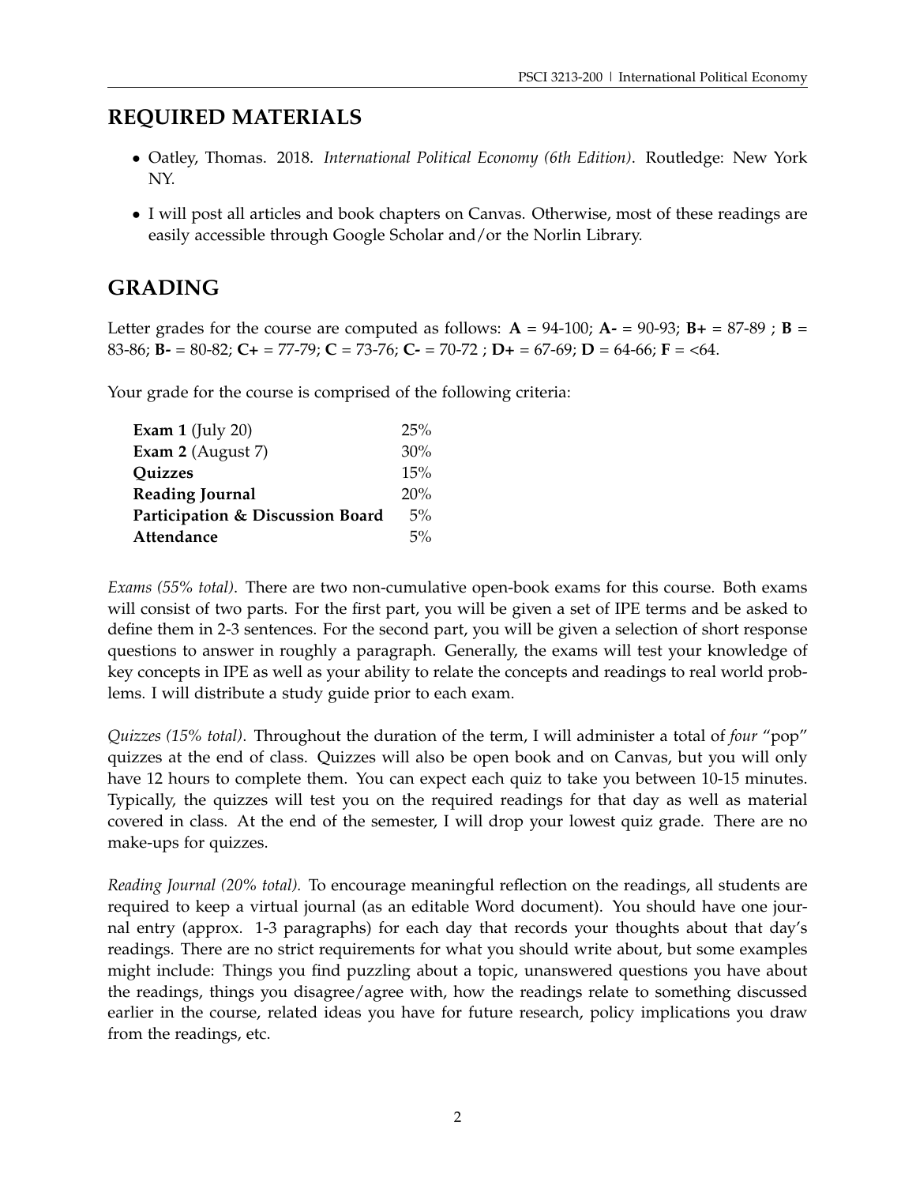## REQUIRED MATERIALS

- Oatley, Thomas. 2018. *International Political Economy (6th Edition)*. Routledge: New York NY.
- I will post all articles and book chapters on Canvas. Otherwise, most of these readings are easily accessible through Google Scholar and/or the Norlin Library.

## GRADING

Letter grades for the course are computed as follows: **A** = 94-100; **A-** = 90-93; **B+** = 87-89 ; **B** = 83-86; **B-** = 80-82; **C+** = 77-79; **C** = 73-76; **C-** = 70-72 ; **D+** = 67-69; **D** = 64-66; **F** = <64.

Your grade for the course is comprised of the following criteria:

| | |
|---|---|
| **Exam 1** (July 20) | 25% |
| **Exam 2** (August 7) | 30% |
| **Quizzes** | 15% |
| **Reading Journal** | 20% |
| **Participation & Discussion Board** | 5% |
| **Attendance** | 5% |

*Exams (55% total)*. There are two non-cumulative open-book exams for this course. Both exams will consist of two parts. For the first part, you will be given a set of IPE terms and be asked to define them in 2-3 sentences. For the second part, you will be given a selection of short response questions to answer in roughly a paragraph. Generally, the exams will test your knowledge of key concepts in IPE as well as your ability to relate the concepts and readings to real world problems. I will distribute a study guide prior to each exam.

*Quizzes (15% total)*. Throughout the duration of the term, I will administer a total of *four* "pop" quizzes at the end of class. Quizzes will also be open book and on Canvas, but you will only have 12 hours to complete them. You can expect each quiz to take you between 10-15 minutes. Typically, the quizzes will test you on the required readings for that day as well as material covered in class. At the end of the semester, I will drop your lowest quiz grade. There are no make-ups for quizzes.

*Reading Journal (20% total).* To encourage meaningful reflection on the readings, all students are required to keep a virtual journal (as an editable Word document). You should have one journal entry (approx. 1-3 paragraphs) for each day that records your thoughts about that day's readings. There are no strict requirements for what you should write about, but some examples might include: Things you find puzzling about a topic, unanswered questions you have about the readings, things you disagree/agree with, how the readings relate to something discussed earlier in the course, related ideas you have for future research, policy implications you draw from the readings, etc.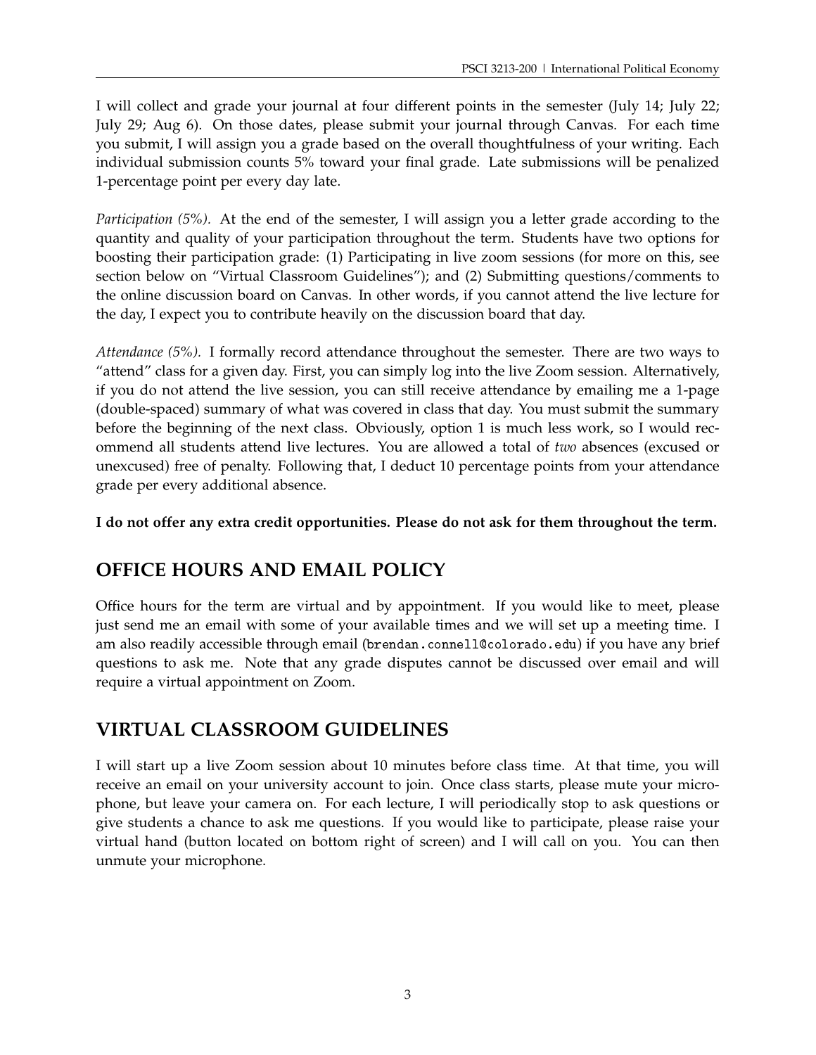I will collect and grade your journal at four different points in the semester (July 14; July 22; July 29; Aug 6). On those dates, please submit your journal through Canvas. For each time you submit, I will assign you a grade based on the overall thoughtfulness of your writing. Each individual submission counts 5% toward your final grade. Late submissions will be penalized 1-percentage point per every day late.

*Participation (5%).* At the end of the semester, I will assign you a letter grade according to the quantity and quality of your participation throughout the term. Students have two options for boosting their participation grade: (1) Participating in live zoom sessions (for more on this, see section below on "Virtual Classroom Guidelines"); and (2) Submitting questions/comments to the online discussion board on Canvas. In other words, if you cannot attend the live lecture for the day, I expect you to contribute heavily on the discussion board that day.

*Attendance (5%).* I formally record attendance throughout the semester. There are two ways to "attend" class for a given day. First, you can simply log into the live Zoom session. Alternatively, if you do not attend the live session, you can still receive attendance by emailing me a 1-page (double-spaced) summary of what was covered in class that day. You must submit the summary before the beginning of the next class. Obviously, option 1 is much less work, so I would recommend all students attend live lectures. You are allowed a total of *two* absences (excused or unexcused) free of penalty. Following that, I deduct 10 percentage points from your attendance grade per every additional absence.

**I do not offer any extra credit opportunities. Please do not ask for them throughout the term.**

## OFFICE HOURS AND EMAIL POLICY

Office hours for the term are virtual and by appointment. If you would like to meet, please just send me an email with some of your available times and we will set up a meeting time. I am also readily accessible through email (`brendan.connell@colorado.edu`) if you have any brief questions to ask me. Note that any grade disputes cannot be discussed over email and will require a virtual appointment on Zoom.

## VIRTUAL CLASSROOM GUIDELINES

I will start up a live Zoom session about 10 minutes before class time. At that time, you will receive an email on your university account to join. Once class starts, please mute your microphone, but leave your camera on. For each lecture, I will periodically stop to ask questions or give students a chance to ask me questions. If you would like to participate, please raise your virtual hand (button located on bottom right of screen) and I will call on you. You can then unmute your microphone.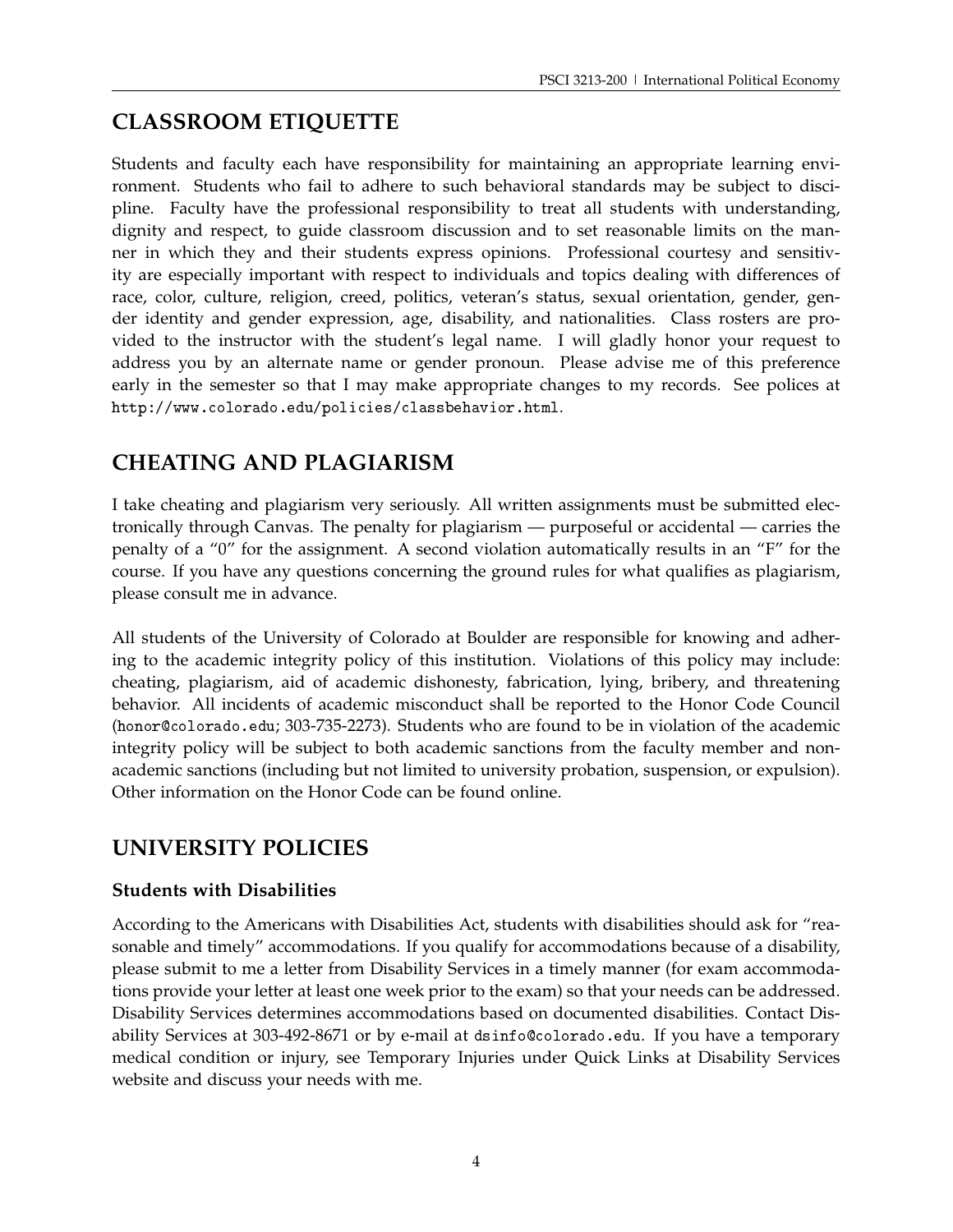## CLASSROOM ETIQUETTE

Students and faculty each have responsibility for maintaining an appropriate learning environment. Students who fail to adhere to such behavioral standards may be subject to discipline. Faculty have the professional responsibility to treat all students with understanding, dignity and respect, to guide classroom discussion and to set reasonable limits on the manner in which they and their students express opinions. Professional courtesy and sensitivity are especially important with respect to individuals and topics dealing with differences of race, color, culture, religion, creed, politics, veteran's status, sexual orientation, gender, gender identity and gender expression, age, disability, and nationalities. Class rosters are provided to the instructor with the student's legal name. I will gladly honor your request to address you by an alternate name or gender pronoun. Please advise me of this preference early in the semester so that I may make appropriate changes to my records. See polices at http://www.colorado.edu/policies/classbehavior.html.

## CHEATING AND PLAGIARISM

I take cheating and plagiarism very seriously. All written assignments must be submitted electronically through Canvas. The penalty for plagiarism — purposeful or accidental — carries the penalty of a "0" for the assignment. A second violation automatically results in an "F" for the course. If you have any questions concerning the ground rules for what qualifies as plagiarism, please consult me in advance.

All students of the University of Colorado at Boulder are responsible for knowing and adhering to the academic integrity policy of this institution. Violations of this policy may include: cheating, plagiarism, aid of academic dishonesty, fabrication, lying, bribery, and threatening behavior. All incidents of academic misconduct shall be reported to the Honor Code Council (honor@colorado.edu; 303-735-2273). Students who are found to be in violation of the academic integrity policy will be subject to both academic sanctions from the faculty member and non-academic sanctions (including but not limited to university probation, suspension, or expulsion). Other information on the Honor Code can be found online.

## UNIVERSITY POLICIES

### Students with Disabilities

According to the Americans with Disabilities Act, students with disabilities should ask for "reasonable and timely" accommodations. If you qualify for accommodations because of a disability, please submit to me a letter from Disability Services in a timely manner (for exam accommodations provide your letter at least one week prior to the exam) so that your needs can be addressed. Disability Services determines accommodations based on documented disabilities. Contact Disability Services at 303-492-8671 or by e-mail at dsinfo@colorado.edu. If you have a temporary medical condition or injury, see Temporary Injuries under Quick Links at Disability Services website and discuss your needs with me.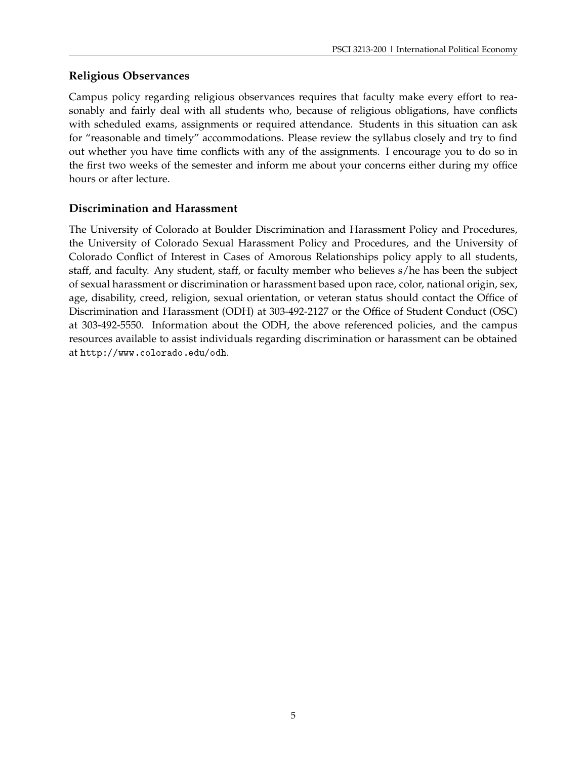## Religious Observances

Campus policy regarding religious observances requires that faculty make every effort to reasonably and fairly deal with all students who, because of religious obligations, have conflicts with scheduled exams, assignments or required attendance. Students in this situation can ask for "reasonable and timely" accommodations. Please review the syllabus closely and try to find out whether you have time conflicts with any of the assignments. I encourage you to do so in the first two weeks of the semester and inform me about your concerns either during my office hours or after lecture.

## Discrimination and Harassment

The University of Colorado at Boulder Discrimination and Harassment Policy and Procedures, the University of Colorado Sexual Harassment Policy and Procedures, and the University of Colorado Conflict of Interest in Cases of Amorous Relationships policy apply to all students, staff, and faculty. Any student, staff, or faculty member who believes s/he has been the subject of sexual harassment or discrimination or harassment based upon race, color, national origin, sex, age, disability, creed, religion, sexual orientation, or veteran status should contact the Office of Discrimination and Harassment (ODH) at 303-492-2127 or the Office of Student Conduct (OSC) at 303-492-5550. Information about the ODH, the above referenced policies, and the campus resources available to assist individuals regarding discrimination or harassment can be obtained at `http://www.colorado.edu/odh`.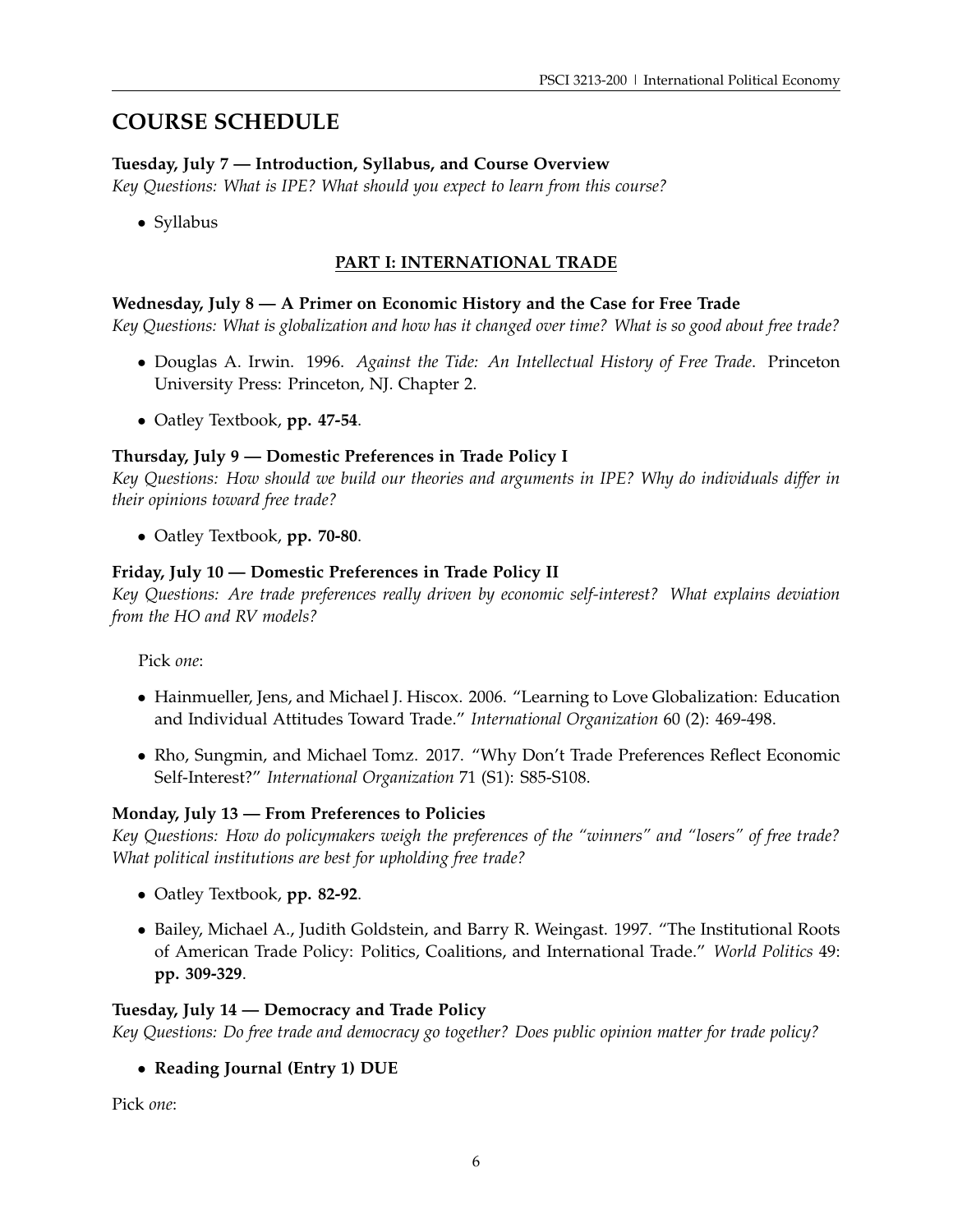## COURSE SCHEDULE

**Tuesday, July 7 — Introduction, Syllabus, and Course Overview**
*Key Questions: What is IPE? What should you expect to learn from this course?*

- Syllabus

**PART I: INTERNATIONAL TRADE**

**Wednesday, July 8 — A Primer on Economic History and the Case for Free Trade**
*Key Questions: What is globalization and how has it changed over time? What is so good about free trade?*

- Douglas A. Irwin. 1996. *Against the Tide: An Intellectual History of Free Trade*. Princeton University Press: Princeton, NJ. Chapter 2.
- Oatley Textbook, **pp. 47-54**.

**Thursday, July 9 — Domestic Preferences in Trade Policy I**
*Key Questions: How should we build our theories and arguments in IPE? Why do individuals differ in their opinions toward free trade?*

- Oatley Textbook, **pp. 70-80**.

**Friday, July 10 — Domestic Preferences in Trade Policy II**
*Key Questions: Are trade preferences really driven by economic self-interest? What explains deviation from the HO and RV models?*

Pick *one*:

- Hainmueller, Jens, and Michael J. Hiscox. 2006. "Learning to Love Globalization: Education and Individual Attitudes Toward Trade." *International Organization* 60 (2): 469-498.
- Rho, Sungmin, and Michael Tomz. 2017. "Why Don't Trade Preferences Reflect Economic Self-Interest?" *International Organization* 71 (S1): S85-S108.

**Monday, July 13 — From Preferences to Policies**
*Key Questions: How do policymakers weigh the preferences of the "winners" and "losers" of free trade? What political institutions are best for upholding free trade?*

- Oatley Textbook, **pp. 82-92**.
- Bailey, Michael A., Judith Goldstein, and Barry R. Weingast. 1997. "The Institutional Roots of American Trade Policy: Politics, Coalitions, and International Trade." *World Politics* 49: **pp. 309-329**.

**Tuesday, July 14 — Democracy and Trade Policy**
*Key Questions: Do free trade and democracy go together? Does public opinion matter for trade policy?*

- **Reading Journal (Entry 1) DUE**

Pick *one*: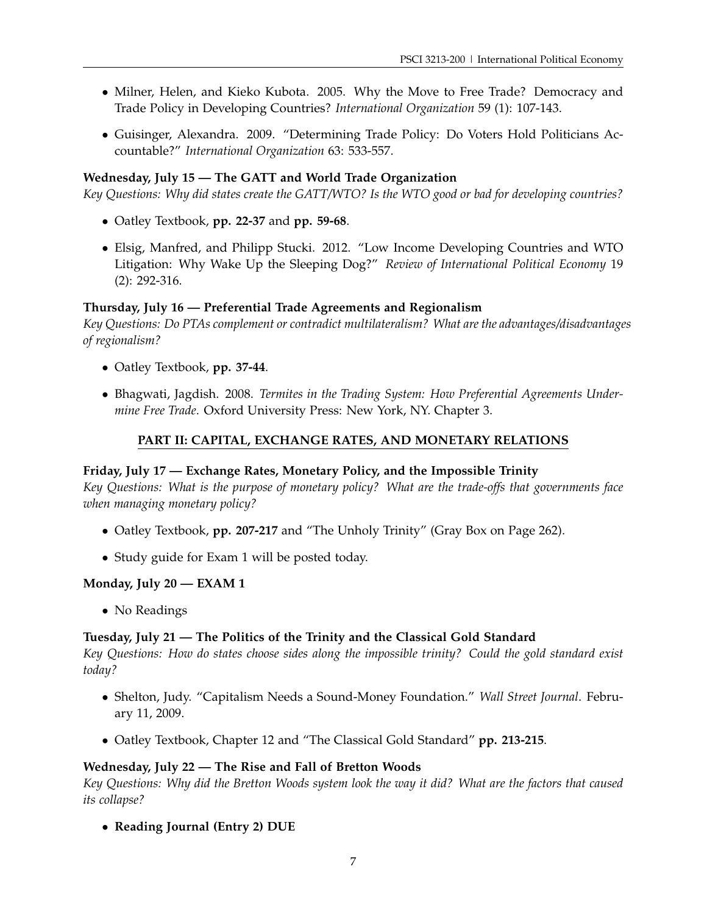- Milner, Helen, and Kieko Kubota. 2005. Why the Move to Free Trade? Democracy and Trade Policy in Developing Countries? *International Organization* 59 (1): 107-143.

- Guisinger, Alexandra. 2009. "Determining Trade Policy: Do Voters Hold Politicians Accountable?" *International Organization* 63: 533-557.

**Wednesday, July 15 — The GATT and World Trade Organization**

*Key Questions: Why did states create the GATT/WTO? Is the WTO good or bad for developing countries?*

- Oatley Textbook, **pp. 22-37** and **pp. 59-68**.

- Elsig, Manfred, and Philipp Stucki. 2012. "Low Income Developing Countries and WTO Litigation: Why Wake Up the Sleeping Dog?" *Review of International Political Economy* 19 (2): 292-316.

**Thursday, July 16 — Preferential Trade Agreements and Regionalism**

*Key Questions: Do PTAs complement or contradict multilateralism? What are the advantages/disadvantages of regionalism?*

- Oatley Textbook, **pp. 37-44**.

- Bhagwati, Jagdish. 2008. *Termites in the Trading System: How Preferential Agreements Undermine Free Trade*. Oxford University Press: New York, NY. Chapter 3.

## PART II: CAPITAL, EXCHANGE RATES, AND MONETARY RELATIONS

**Friday, July 17 — Exchange Rates, Monetary Policy, and the Impossible Trinity**

*Key Questions: What is the purpose of monetary policy? What are the trade-offs that governments face when managing monetary policy?*

- Oatley Textbook, **pp. 207-217** and "The Unholy Trinity" (Gray Box on Page 262).

- Study guide for Exam 1 will be posted today.

**Monday, July 20 — EXAM 1**

- No Readings

**Tuesday, July 21 — The Politics of the Trinity and the Classical Gold Standard**

*Key Questions: How do states choose sides along the impossible trinity? Could the gold standard exist today?*

- Shelton, Judy. "Capitalism Needs a Sound-Money Foundation." *Wall Street Journal*. February 11, 2009.

- Oatley Textbook, Chapter 12 and "The Classical Gold Standard" **pp. 213-215**.

**Wednesday, July 22 — The Rise and Fall of Bretton Woods**

*Key Questions: Why did the Bretton Woods system look the way it did? What are the factors that caused its collapse?*

- **Reading Journal (Entry 2) DUE**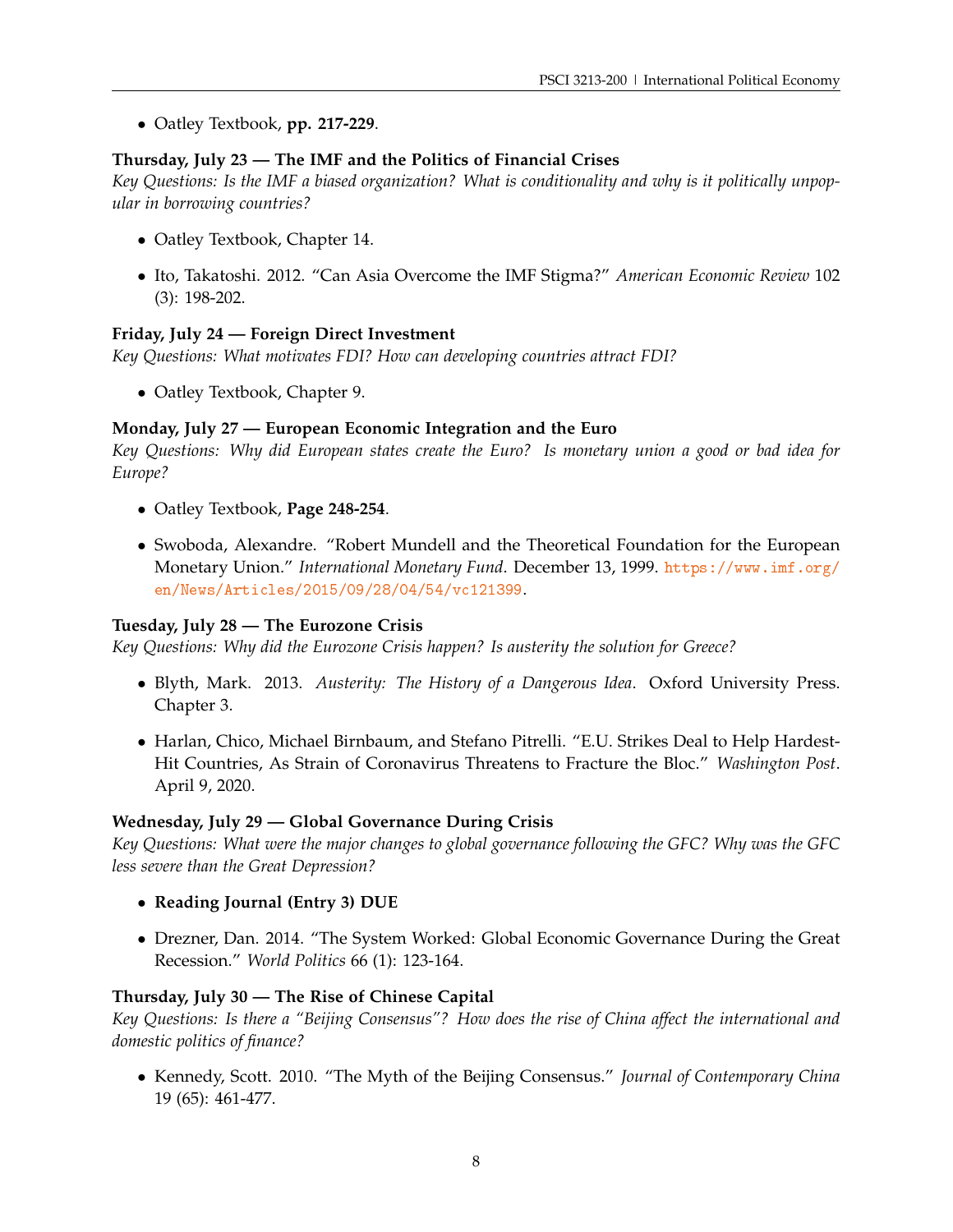- Oatley Textbook, **pp. 217-229**.

**Thursday, July 23 — The IMF and the Politics of Financial Crises**

*Key Questions: Is the IMF a biased organization? What is conditionality and why is it politically unpopular in borrowing countries?*

- Oatley Textbook, Chapter 14.
- Ito, Takatoshi. 2012. "Can Asia Overcome the IMF Stigma?" *American Economic Review* 102 (3): 198-202.

**Friday, July 24 — Foreign Direct Investment**

*Key Questions: What motivates FDI? How can developing countries attract FDI?*

- Oatley Textbook, Chapter 9.

**Monday, July 27 — European Economic Integration and the Euro**

*Key Questions: Why did European states create the Euro? Is monetary union a good or bad idea for Europe?*

- Oatley Textbook, **Page 248-254**.
- Swoboda, Alexandre. "Robert Mundell and the Theoretical Foundation for the European Monetary Union." *International Monetary Fund*. December 13, 1999. https://www.imf.org/en/News/Articles/2015/09/28/04/54/vc121399.

**Tuesday, July 28 — The Eurozone Crisis**

*Key Questions: Why did the Eurozone Crisis happen? Is austerity the solution for Greece?*

- Blyth, Mark. 2013. *Austerity: The History of a Dangerous Idea*. Oxford University Press. Chapter 3.
- Harlan, Chico, Michael Birnbaum, and Stefano Pitrelli. "E.U. Strikes Deal to Help Hardest-Hit Countries, As Strain of Coronavirus Threatens to Fracture the Bloc." *Washington Post*. April 9, 2020.

**Wednesday, July 29 — Global Governance During Crisis**

*Key Questions: What were the major changes to global governance following the GFC? Why was the GFC less severe than the Great Depression?*

- **Reading Journal (Entry 3) DUE**
- Drezner, Dan. 2014. "The System Worked: Global Economic Governance During the Great Recession." *World Politics* 66 (1): 123-164.

**Thursday, July 30 — The Rise of Chinese Capital**

*Key Questions: Is there a "Beijing Consensus"? How does the rise of China affect the international and domestic politics of finance?*

- Kennedy, Scott. 2010. "The Myth of the Beijing Consensus." *Journal of Contemporary China* 19 (65): 461-477.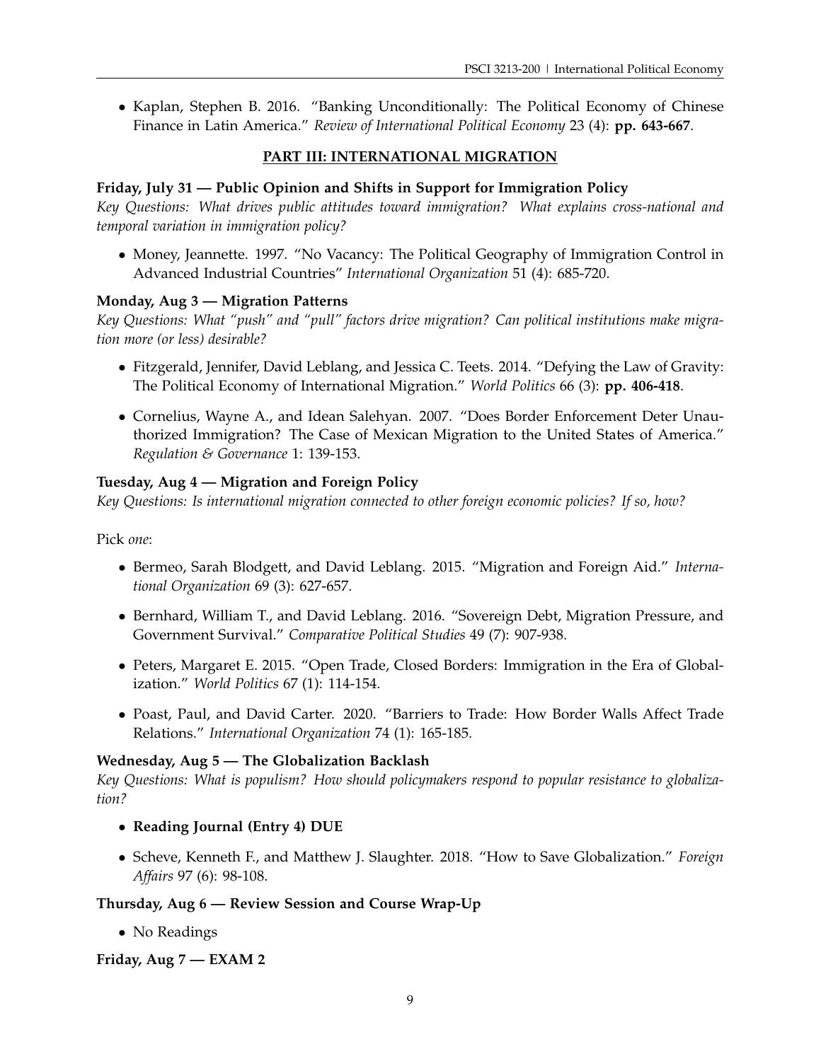- Kaplan, Stephen B. 2016. "Banking Unconditionally: The Political Economy of Chinese Finance in Latin America." *Review of International Political Economy* 23 (4): **pp. 643-667**.

## PART III: INTERNATIONAL MIGRATION

**Friday, July 31 — Public Opinion and Shifts in Support for Immigration Policy**

*Key Questions: What drives public attitudes toward immigration? What explains cross-national and temporal variation in immigration policy?*

- Money, Jeannette. 1997. "No Vacancy: The Political Geography of Immigration Control in Advanced Industrial Countries" *International Organization* 51 (4): 685-720.

**Monday, Aug 3 — Migration Patterns**

*Key Questions: What "push" and "pull" factors drive migration? Can political institutions make migration more (or less) desirable?*

- Fitzgerald, Jennifer, David Leblang, and Jessica C. Teets. 2014. "Defying the Law of Gravity: The Political Economy of International Migration." *World Politics* 66 (3): **pp. 406-418**.
- Cornelius, Wayne A., and Idean Salehyan. 2007. "Does Border Enforcement Deter Unauthorized Immigration? The Case of Mexican Migration to the United States of America." *Regulation & Governance* 1: 139-153.

**Tuesday, Aug 4 — Migration and Foreign Policy**

*Key Questions: Is international migration connected to other foreign economic policies? If so, how?*

Pick *one*:

- Bermeo, Sarah Blodgett, and David Leblang. 2015. "Migration and Foreign Aid." *International Organization* 69 (3): 627-657.
- Bernhard, William T., and David Leblang. 2016. "Sovereign Debt, Migration Pressure, and Government Survival." *Comparative Political Studies* 49 (7): 907-938.
- Peters, Margaret E. 2015. "Open Trade, Closed Borders: Immigration in the Era of Globalization." *World Politics* 67 (1): 114-154.
- Poast, Paul, and David Carter. 2020. "Barriers to Trade: How Border Walls Affect Trade Relations." *International Organization* 74 (1): 165-185.

**Wednesday, Aug 5 — The Globalization Backlash**

*Key Questions: What is populism? How should policymakers respond to popular resistance to globalization?*

- **Reading Journal (Entry 4) DUE**
- Scheve, Kenneth F., and Matthew J. Slaughter. 2018. "How to Save Globalization." *Foreign Affairs* 97 (6): 98-108.

**Thursday, Aug 6 — Review Session and Course Wrap-Up**

- No Readings

**Friday, Aug 7 — EXAM 2**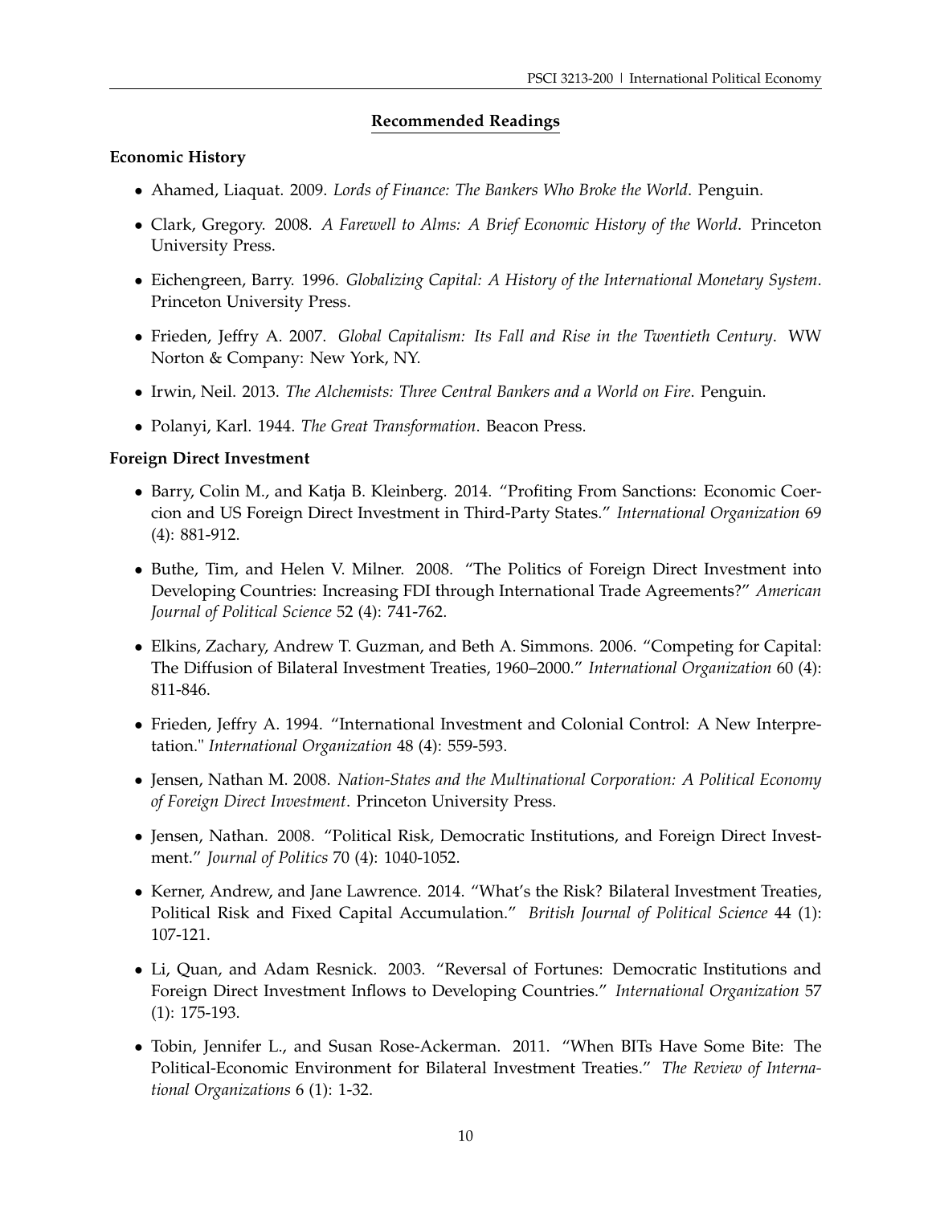## Recommended Readings

### Economic History

- Ahamed, Liaquat. 2009. *Lords of Finance: The Bankers Who Broke the World*. Penguin.
- Clark, Gregory. 2008. *A Farewell to Alms: A Brief Economic History of the World*. Princeton University Press.
- Eichengreen, Barry. 1996. *Globalizing Capital: A History of the International Monetary System*. Princeton University Press.
- Frieden, Jeffry A. 2007. *Global Capitalism: Its Fall and Rise in the Twentieth Century*. WW Norton & Company: New York, NY.
- Irwin, Neil. 2013. *The Alchemists: Three Central Bankers and a World on Fire*. Penguin.
- Polanyi, Karl. 1944. *The Great Transformation*. Beacon Press.

### Foreign Direct Investment

- Barry, Colin M., and Katja B. Kleinberg. 2014. "Profiting From Sanctions: Economic Coercion and US Foreign Direct Investment in Third-Party States." *International Organization* 69 (4): 881-912.
- Buthe, Tim, and Helen V. Milner. 2008. "The Politics of Foreign Direct Investment into Developing Countries: Increasing FDI through International Trade Agreements?" *American Journal of Political Science* 52 (4): 741-762.
- Elkins, Zachary, Andrew T. Guzman, and Beth A. Simmons. 2006. "Competing for Capital: The Diffusion of Bilateral Investment Treaties, 1960–2000." *International Organization* 60 (4): 811-846.
- Frieden, Jeffry A. 1994. "International Investment and Colonial Control: A New Interpretation." *International Organization* 48 (4): 559-593.
- Jensen, Nathan M. 2008. *Nation-States and the Multinational Corporation: A Political Economy of Foreign Direct Investment*. Princeton University Press.
- Jensen, Nathan. 2008. "Political Risk, Democratic Institutions, and Foreign Direct Investment." *Journal of Politics* 70 (4): 1040-1052.
- Kerner, Andrew, and Jane Lawrence. 2014. "What's the Risk? Bilateral Investment Treaties, Political Risk and Fixed Capital Accumulation." *British Journal of Political Science* 44 (1): 107-121.
- Li, Quan, and Adam Resnick. 2003. "Reversal of Fortunes: Democratic Institutions and Foreign Direct Investment Inflows to Developing Countries." *International Organization* 57 (1): 175-193.
- Tobin, Jennifer L., and Susan Rose-Ackerman. 2011. "When BITs Have Some Bite: The Political-Economic Environment for Bilateral Investment Treaties." *The Review of International Organizations* 6 (1): 1-32.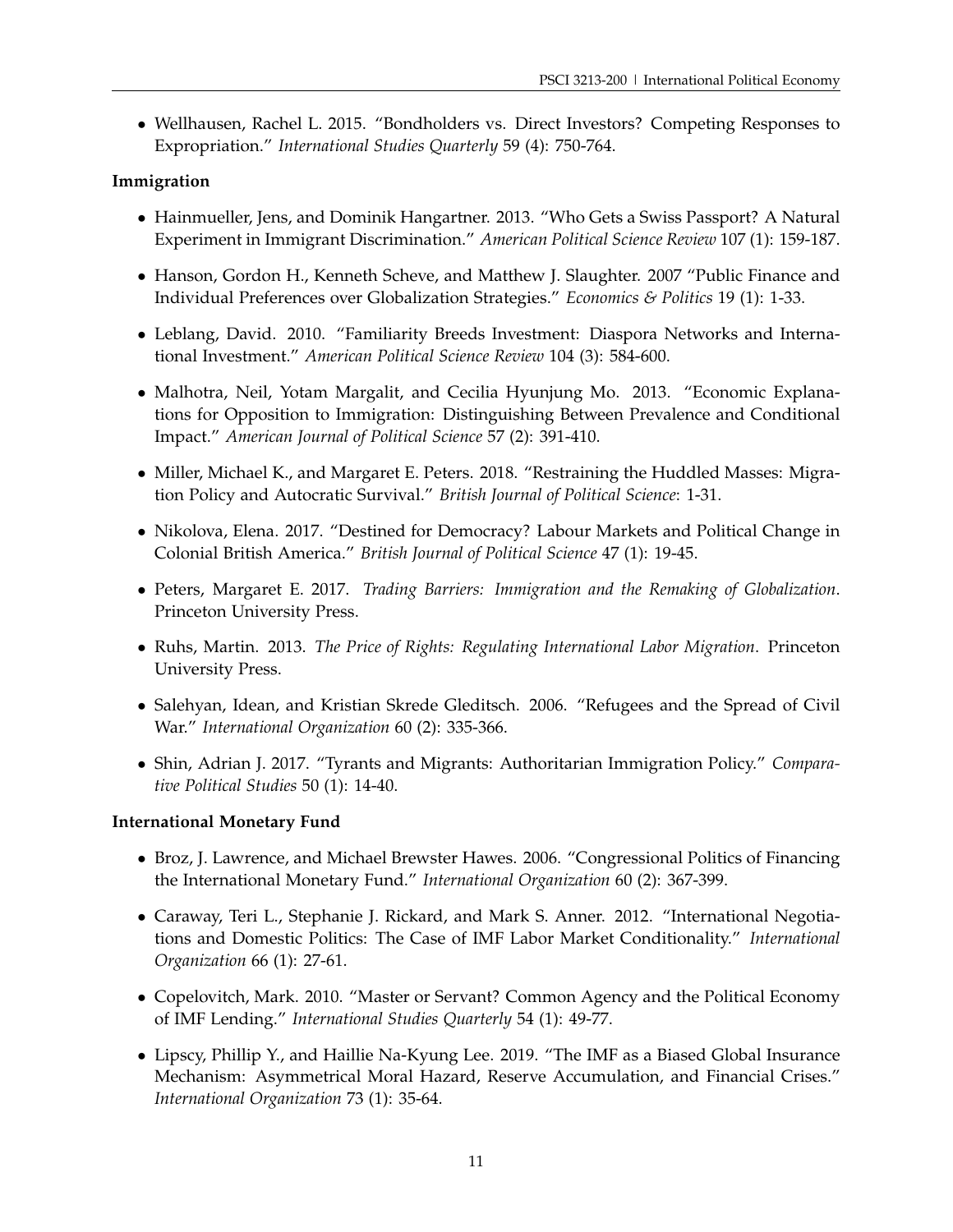- Wellhausen, Rachel L. 2015. "Bondholders vs. Direct Investors? Competing Responses to Expropriation." *International Studies Quarterly* 59 (4): 750-764.

**Immigration**

- Hainmueller, Jens, and Dominik Hangartner. 2013. "Who Gets a Swiss Passport? A Natural Experiment in Immigrant Discrimination." *American Political Science Review* 107 (1): 159-187.
- Hanson, Gordon H., Kenneth Scheve, and Matthew J. Slaughter. 2007 "Public Finance and Individual Preferences over Globalization Strategies." *Economics & Politics* 19 (1): 1-33.
- Leblang, David. 2010. "Familiarity Breeds Investment: Diaspora Networks and International Investment." *American Political Science Review* 104 (3): 584-600.
- Malhotra, Neil, Yotam Margalit, and Cecilia Hyunjung Mo. 2013. "Economic Explanations for Opposition to Immigration: Distinguishing Between Prevalence and Conditional Impact." *American Journal of Political Science* 57 (2): 391-410.
- Miller, Michael K., and Margaret E. Peters. 2018. "Restraining the Huddled Masses: Migration Policy and Autocratic Survival." *British Journal of Political Science*: 1-31.
- Nikolova, Elena. 2017. "Destined for Democracy? Labour Markets and Political Change in Colonial British America." *British Journal of Political Science* 47 (1): 19-45.
- Peters, Margaret E. 2017. *Trading Barriers: Immigration and the Remaking of Globalization*. Princeton University Press.
- Ruhs, Martin. 2013. *The Price of Rights: Regulating International Labor Migration*. Princeton University Press.
- Salehyan, Idean, and Kristian Skrede Gleditsch. 2006. "Refugees and the Spread of Civil War." *International Organization* 60 (2): 335-366.
- Shin, Adrian J. 2017. "Tyrants and Migrants: Authoritarian Immigration Policy." *Comparative Political Studies* 50 (1): 14-40.

**International Monetary Fund**

- Broz, J. Lawrence, and Michael Brewster Hawes. 2006. "Congressional Politics of Financing the International Monetary Fund." *International Organization* 60 (2): 367-399.
- Caraway, Teri L., Stephanie J. Rickard, and Mark S. Anner. 2012. "International Negotiations and Domestic Politics: The Case of IMF Labor Market Conditionality." *International Organization* 66 (1): 27-61.
- Copelovitch, Mark. 2010. "Master or Servant? Common Agency and the Political Economy of IMF Lending." *International Studies Quarterly* 54 (1): 49-77.
- Lipscy, Phillip Y., and Haillie Na-Kyung Lee. 2019. "The IMF as a Biased Global Insurance Mechanism: Asymmetrical Moral Hazard, Reserve Accumulation, and Financial Crises." *International Organization* 73 (1): 35-64.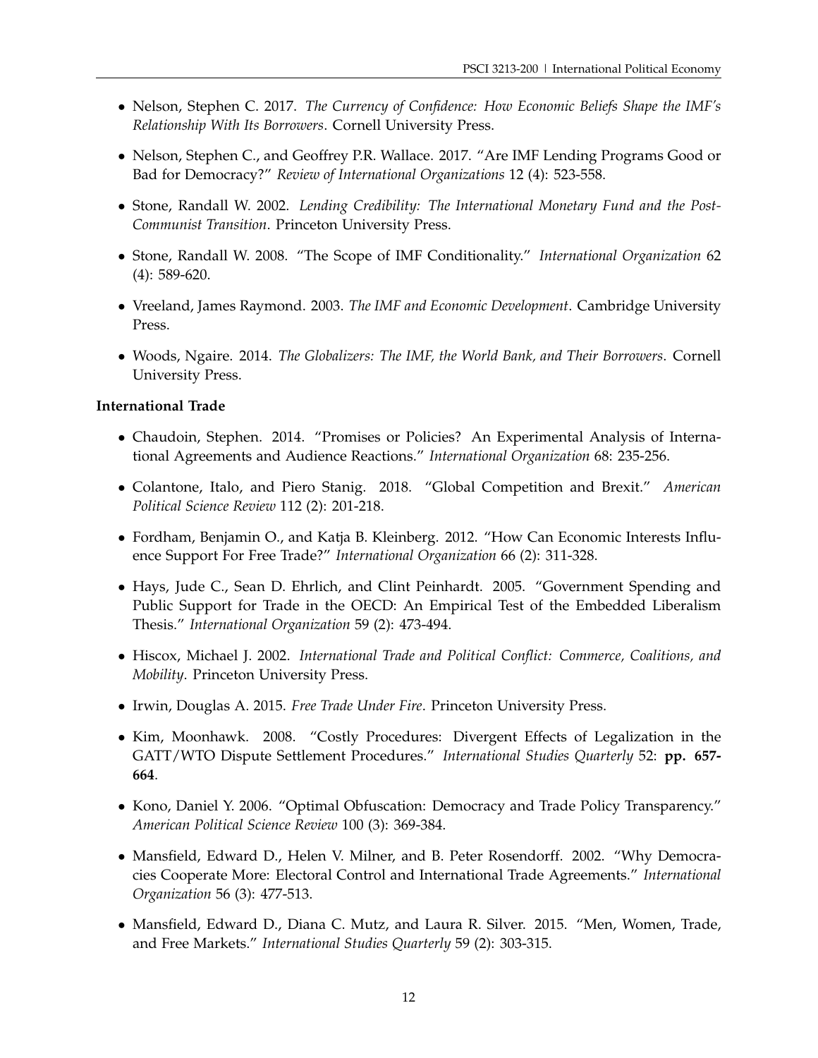- Nelson, Stephen C. 2017. *The Currency of Confidence: How Economic Beliefs Shape the IMF's Relationship With Its Borrowers*. Cornell University Press.

- Nelson, Stephen C., and Geoffrey P.R. Wallace. 2017. "Are IMF Lending Programs Good or Bad for Democracy?" *Review of International Organizations* 12 (4): 523-558.

- Stone, Randall W. 2002. *Lending Credibility: The International Monetary Fund and the Post-Communist Transition*. Princeton University Press.

- Stone, Randall W. 2008. "The Scope of IMF Conditionality." *International Organization* 62 (4): 589-620.

- Vreeland, James Raymond. 2003. *The IMF and Economic Development*. Cambridge University Press.

- Woods, Ngaire. 2014. *The Globalizers: The IMF, the World Bank, and Their Borrowers*. Cornell University Press.

**International Trade**

- Chaudoin, Stephen. 2014. "Promises or Policies? An Experimental Analysis of International Agreements and Audience Reactions." *International Organization* 68: 235-256.

- Colantone, Italo, and Piero Stanig. 2018. "Global Competition and Brexit." *American Political Science Review* 112 (2): 201-218.

- Fordham, Benjamin O., and Katja B. Kleinberg. 2012. "How Can Economic Interests Influence Support For Free Trade?" *International Organization* 66 (2): 311-328.

- Hays, Jude C., Sean D. Ehrlich, and Clint Peinhardt. 2005. "Government Spending and Public Support for Trade in the OECD: An Empirical Test of the Embedded Liberalism Thesis." *International Organization* 59 (2): 473-494.

- Hiscox, Michael J. 2002. *International Trade and Political Conflict: Commerce, Coalitions, and Mobility*. Princeton University Press.

- Irwin, Douglas A. 2015. *Free Trade Under Fire*. Princeton University Press.

- Kim, Moonhawk. 2008. "Costly Procedures: Divergent Effects of Legalization in the GATT/WTO Dispute Settlement Procedures." *International Studies Quarterly* 52: **pp. 657-664**.

- Kono, Daniel Y. 2006. "Optimal Obfuscation: Democracy and Trade Policy Transparency." *American Political Science Review* 100 (3): 369-384.

- Mansfield, Edward D., Helen V. Milner, and B. Peter Rosendorff. 2002. "Why Democracies Cooperate More: Electoral Control and International Trade Agreements." *International Organization* 56 (3): 477-513.

- Mansfield, Edward D., Diana C. Mutz, and Laura R. Silver. 2015. "Men, Women, Trade, and Free Markets." *International Studies Quarterly* 59 (2): 303-315.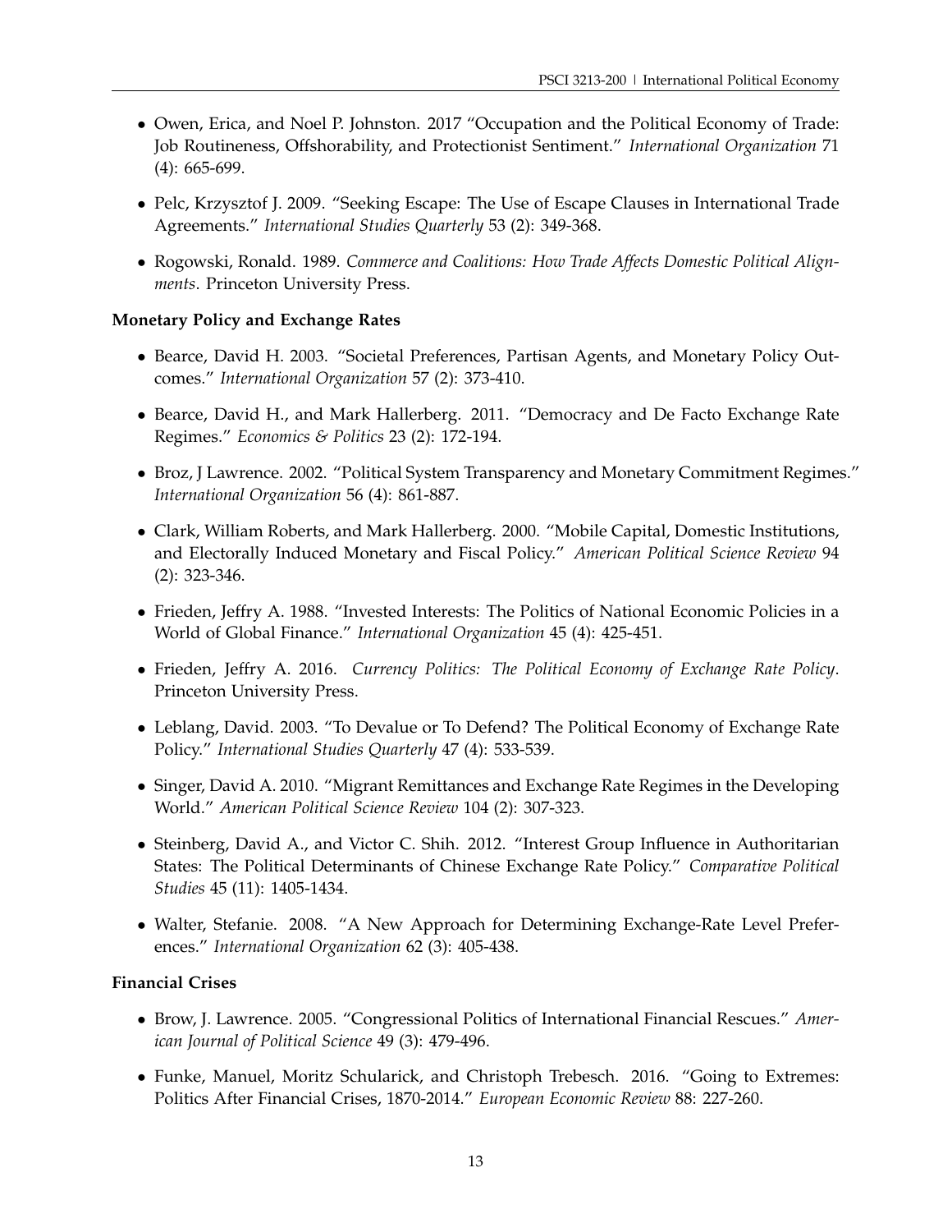- Owen, Erica, and Noel P. Johnston. 2017 "Occupation and the Political Economy of Trade: Job Routineness, Offshorability, and Protectionist Sentiment." *International Organization* 71 (4): 665-699.

- Pelc, Krzysztof J. 2009. "Seeking Escape: The Use of Escape Clauses in International Trade Agreements." *International Studies Quarterly* 53 (2): 349-368.

- Rogowski, Ronald. 1989. *Commerce and Coalitions: How Trade Affects Domestic Political Alignments*. Princeton University Press.

**Monetary Policy and Exchange Rates**

- Bearce, David H. 2003. "Societal Preferences, Partisan Agents, and Monetary Policy Outcomes." *International Organization* 57 (2): 373-410.

- Bearce, David H., and Mark Hallerberg. 2011. "Democracy and De Facto Exchange Rate Regimes." *Economics & Politics* 23 (2): 172-194.

- Broz, J Lawrence. 2002. "Political System Transparency and Monetary Commitment Regimes." *International Organization* 56 (4): 861-887.

- Clark, William Roberts, and Mark Hallerberg. 2000. "Mobile Capital, Domestic Institutions, and Electorally Induced Monetary and Fiscal Policy." *American Political Science Review* 94 (2): 323-346.

- Frieden, Jeffry A. 1988. "Invested Interests: The Politics of National Economic Policies in a World of Global Finance." *International Organization* 45 (4): 425-451.

- Frieden, Jeffry A. 2016. *Currency Politics: The Political Economy of Exchange Rate Policy*. Princeton University Press.

- Leblang, David. 2003. "To Devalue or To Defend? The Political Economy of Exchange Rate Policy." *International Studies Quarterly* 47 (4): 533-539.

- Singer, David A. 2010. "Migrant Remittances and Exchange Rate Regimes in the Developing World." *American Political Science Review* 104 (2): 307-323.

- Steinberg, David A., and Victor C. Shih. 2012. "Interest Group Influence in Authoritarian States: The Political Determinants of Chinese Exchange Rate Policy." *Comparative Political Studies* 45 (11): 1405-1434.

- Walter, Stefanie. 2008. "A New Approach for Determining Exchange-Rate Level Preferences." *International Organization* 62 (3): 405-438.

**Financial Crises**

- Brow, J. Lawrence. 2005. "Congressional Politics of International Financial Rescues." *American Journal of Political Science* 49 (3): 479-496.

- Funke, Manuel, Moritz Schularick, and Christoph Trebesch. 2016. "Going to Extremes: Politics After Financial Crises, 1870-2014." *European Economic Review* 88: 227-260.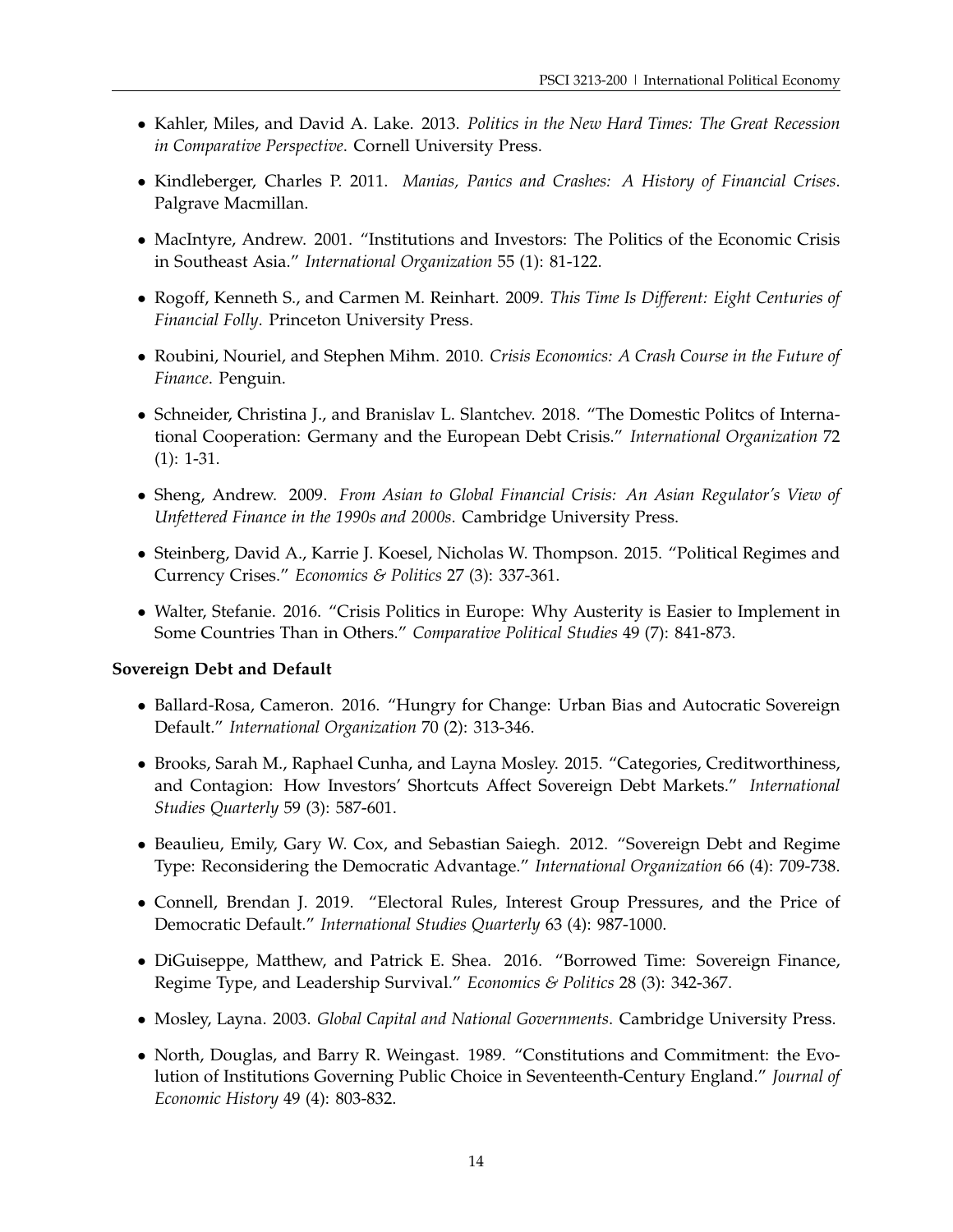- Kahler, Miles, and David A. Lake. 2013. *Politics in the New Hard Times: The Great Recession in Comparative Perspective*. Cornell University Press.

- Kindleberger, Charles P. 2011. *Manias, Panics and Crashes: A History of Financial Crises*. Palgrave Macmillan.

- MacIntyre, Andrew. 2001. "Institutions and Investors: The Politics of the Economic Crisis in Southeast Asia." *International Organization* 55 (1): 81-122.

- Rogoff, Kenneth S., and Carmen M. Reinhart. 2009. *This Time Is Different: Eight Centuries of Financial Folly*. Princeton University Press.

- Roubini, Nouriel, and Stephen Mihm. 2010. *Crisis Economics: A Crash Course in the Future of Finance*. Penguin.

- Schneider, Christina J., and Branislav L. Slantchev. 2018. "The Domestic Politcs of International Cooperation: Germany and the European Debt Crisis." *International Organization* 72 (1): 1-31.

- Sheng, Andrew. 2009. *From Asian to Global Financial Crisis: An Asian Regulator's View of Unfettered Finance in the 1990s and 2000s*. Cambridge University Press.

- Steinberg, David A., Karrie J. Koesel, Nicholas W. Thompson. 2015. "Political Regimes and Currency Crises." *Economics & Politics* 27 (3): 337-361.

- Walter, Stefanie. 2016. "Crisis Politics in Europe: Why Austerity is Easier to Implement in Some Countries Than in Others." *Comparative Political Studies* 49 (7): 841-873.

**Sovereign Debt and Default**

- Ballard-Rosa, Cameron. 2016. "Hungry for Change: Urban Bias and Autocratic Sovereign Default." *International Organization* 70 (2): 313-346.

- Brooks, Sarah M., Raphael Cunha, and Layna Mosley. 2015. "Categories, Creditworthiness, and Contagion: How Investors' Shortcuts Affect Sovereign Debt Markets." *International Studies Quarterly* 59 (3): 587-601.

- Beaulieu, Emily, Gary W. Cox, and Sebastian Saiegh. 2012. "Sovereign Debt and Regime Type: Reconsidering the Democratic Advantage." *International Organization* 66 (4): 709-738.

- Connell, Brendan J. 2019. "Electoral Rules, Interest Group Pressures, and the Price of Democratic Default." *International Studies Quarterly* 63 (4): 987-1000.

- DiGuiseppe, Matthew, and Patrick E. Shea. 2016. "Borrowed Time: Sovereign Finance, Regime Type, and Leadership Survival." *Economics & Politics* 28 (3): 342-367.

- Mosley, Layna. 2003. *Global Capital and National Governments*. Cambridge University Press.

- North, Douglas, and Barry R. Weingast. 1989. "Constitutions and Commitment: the Evolution of Institutions Governing Public Choice in Seventeenth-Century England." *Journal of Economic History* 49 (4): 803-832.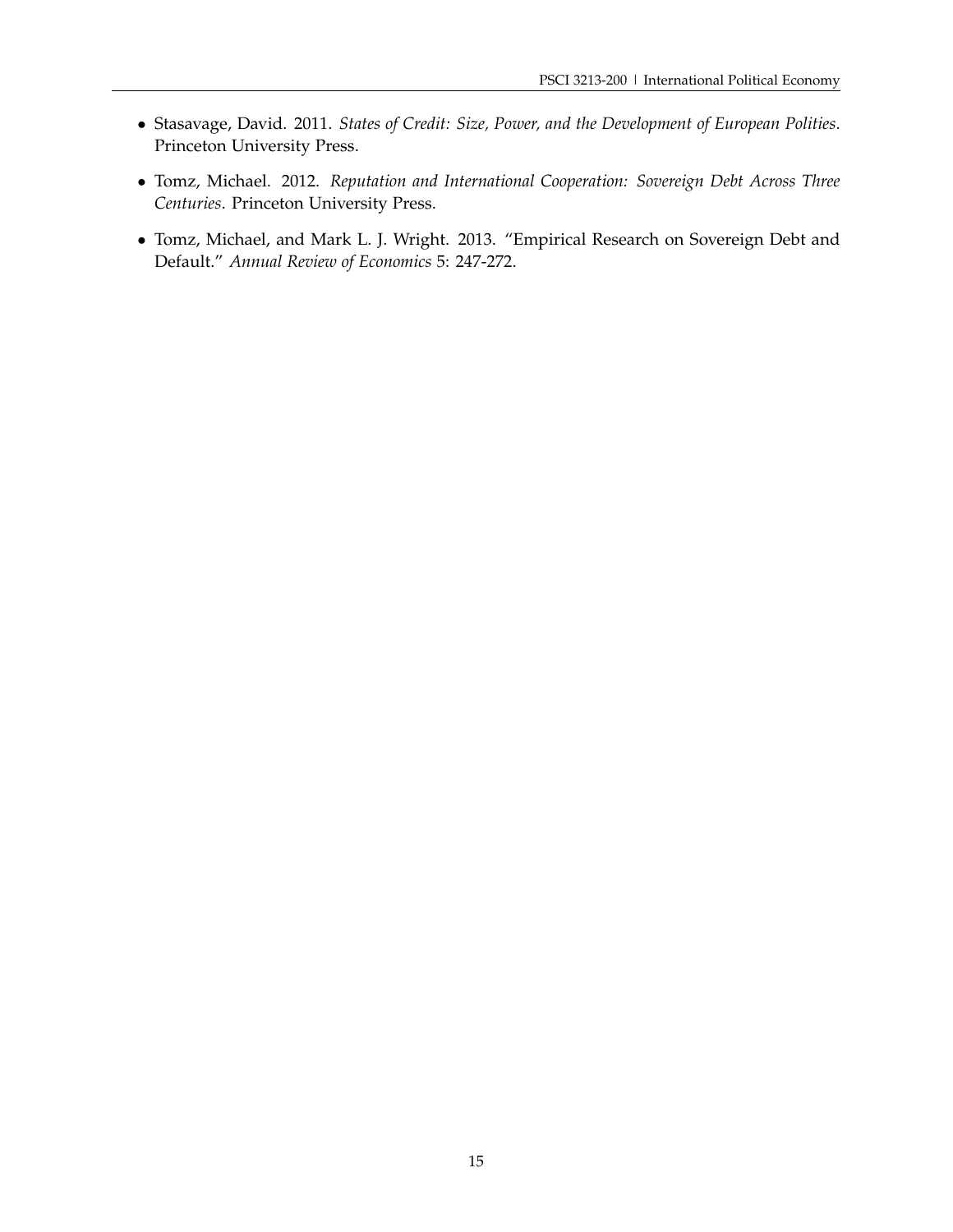- Stasavage, David. 2011. *States of Credit: Size, Power, and the Development of European Polities*. Princeton University Press.
- Tomz, Michael. 2012. *Reputation and International Cooperation: Sovereign Debt Across Three Centuries*. Princeton University Press.
- Tomz, Michael, and Mark L. J. Wright. 2013. "Empirical Research on Sovereign Debt and Default." *Annual Review of Economics* 5: 247-272.